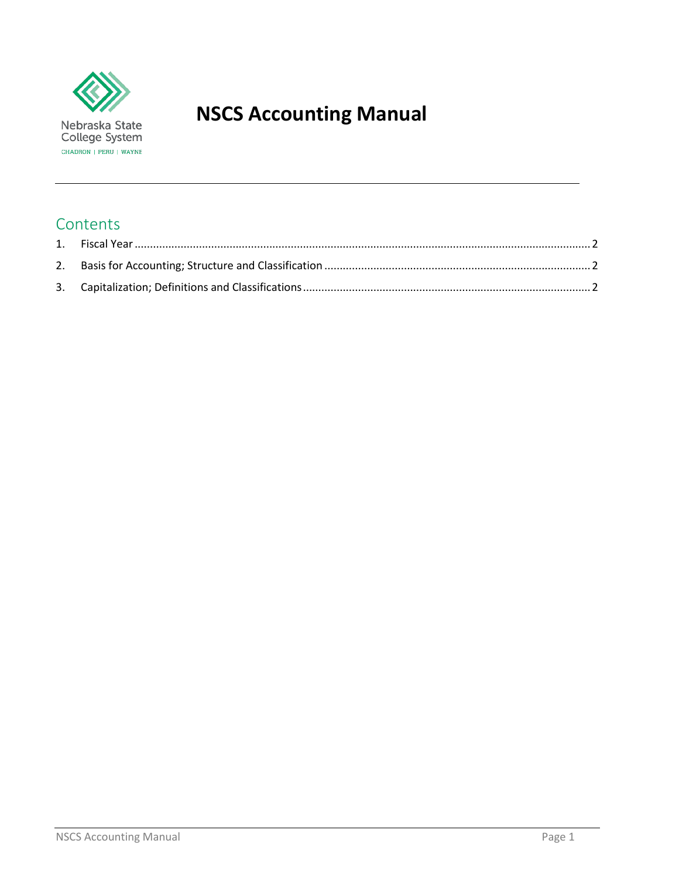Nebraska State College System

CHADRON | PERU | WAYNE

# NSCS Accounting Manual

## Contents

1. Fiscal Year .......... 2
2. Basis for Accounting; Structure and Classification .......... 2
3. Capitalization; Definitions and Classifications .......... 2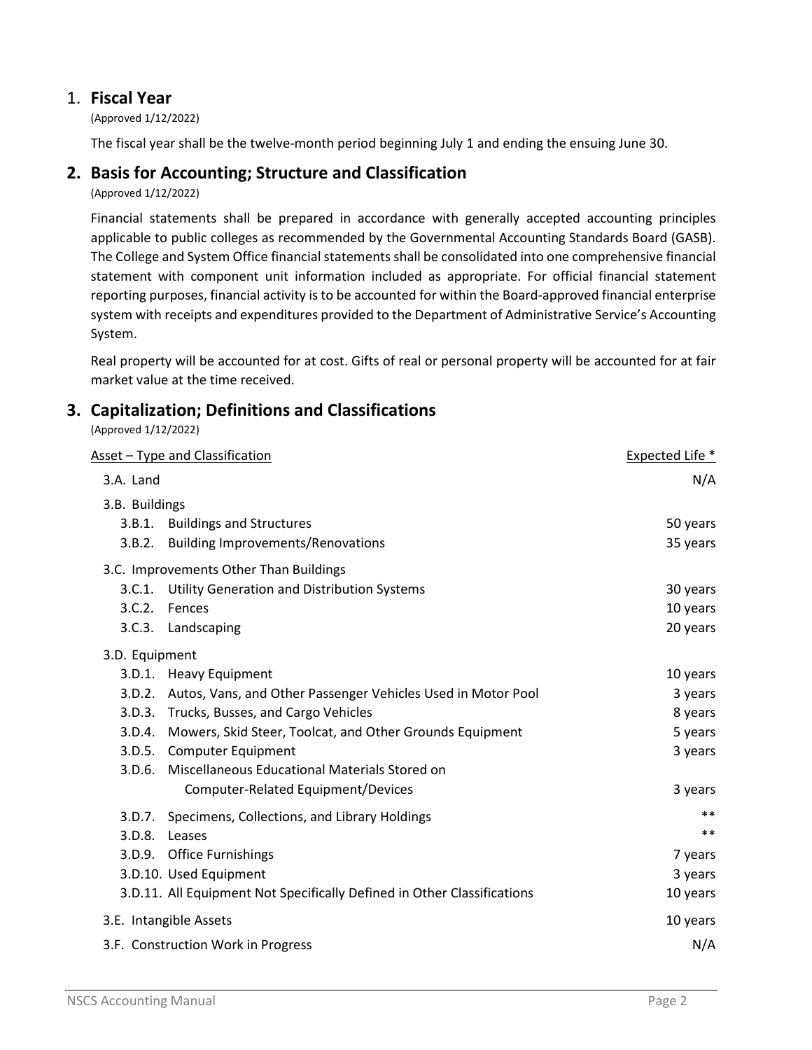## 1. Fiscal Year

(Approved 1/12/2022)

The fiscal year shall be the twelve-month period beginning July 1 and ending the ensuing June 30.

## 2. Basis for Accounting; Structure and Classification

(Approved 1/12/2022)

Financial statements shall be prepared in accordance with generally accepted accounting principles applicable to public colleges as recommended by the Governmental Accounting Standards Board (GASB). The College and System Office financial statements shall be consolidated into one comprehensive financial statement with component unit information included as appropriate. For official financial statement reporting purposes, financial activity is to be accounted for within the Board-approved financial enterprise system with receipts and expenditures provided to the Department of Administrative Service's Accounting System.

Real property will be accounted for at cost. Gifts of real or personal property will be accounted for at fair market value at the time received.

## 3. Capitalization; Definitions and Classifications

(Approved 1/12/2022)

| Asset – Type and Classification | Expected Life * |
|---|---|
| 3.A. Land | N/A |
| 3.B. Buildings | |
| 3.B.1. Buildings and Structures | 50 years |
| 3.B.2. Building Improvements/Renovations | 35 years |
| 3.C. Improvements Other Than Buildings | |
| 3.C.1. Utility Generation and Distribution Systems | 30 years |
| 3.C.2. Fences | 10 years |
| 3.C.3. Landscaping | 20 years |
| 3.D. Equipment | |
| 3.D.1. Heavy Equipment | 10 years |
| 3.D.2. Autos, Vans, and Other Passenger Vehicles Used in Motor Pool | 3 years |
| 3.D.3. Trucks, Busses, and Cargo Vehicles | 8 years |
| 3.D.4. Mowers, Skid Steer, Toolcat, and Other Grounds Equipment | 5 years |
| 3.D.5. Computer Equipment | 3 years |
| 3.D.6. Miscellaneous Educational Materials Stored on Computer-Related Equipment/Devices | 3 years |
| 3.D.7. Specimens, Collections, and Library Holdings | ** |
| 3.D.8. Leases | ** |
| 3.D.9. Office Furnishings | 7 years |
| 3.D.10. Used Equipment | 3 years |
| 3.D.11. All Equipment Not Specifically Defined in Other Classifications | 10 years |
| 3.E. Intangible Assets | 10 years |
| 3.F. Construction Work in Progress | N/A |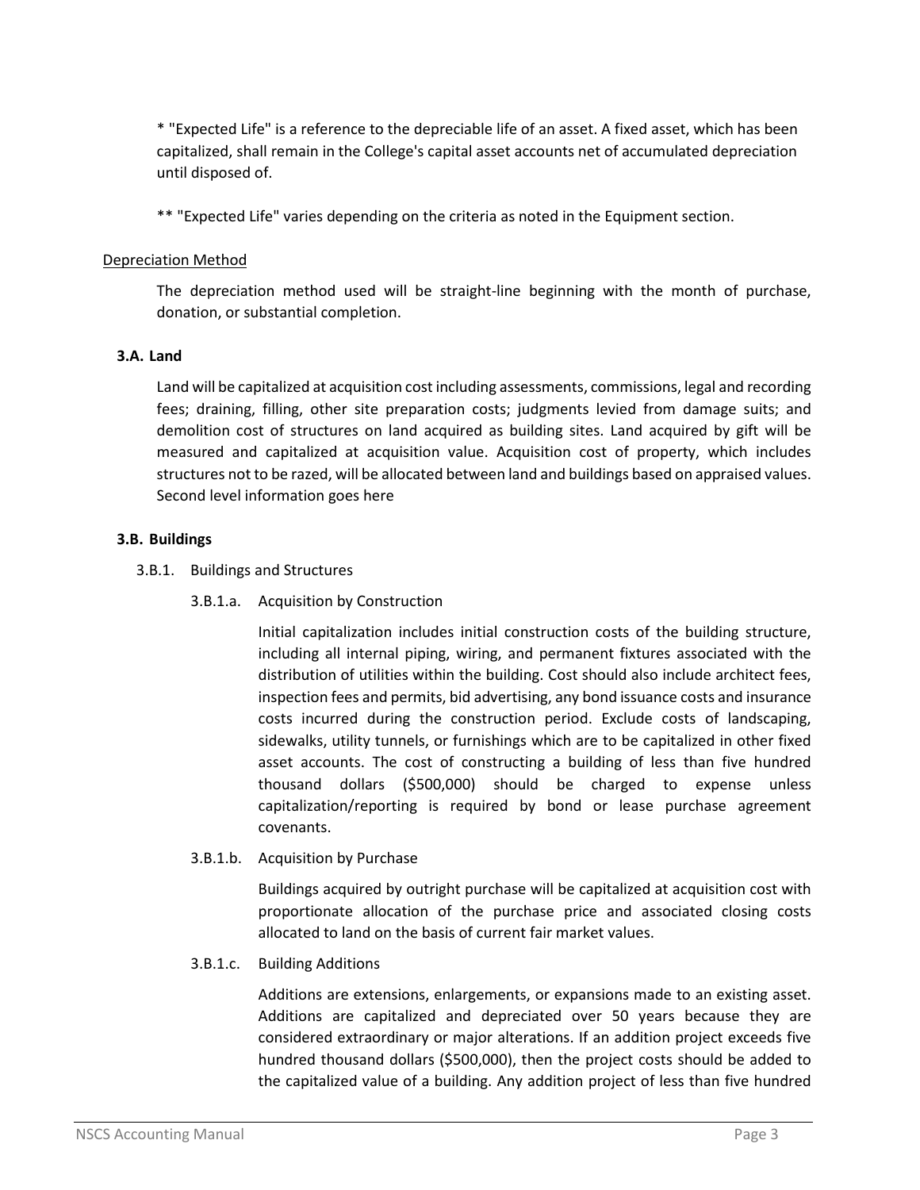* "Expected Life" is a reference to the depreciable life of an asset. A fixed asset, which has been capitalized, shall remain in the College's capital asset accounts net of accumulated depreciation until disposed of.

** "Expected Life" varies depending on the criteria as noted in the Equipment section.

Depreciation Method

The depreciation method used will be straight-line beginning with the month of purchase, donation, or substantial completion.

### 3.A. Land

Land will be capitalized at acquisition cost including assessments, commissions, legal and recording fees; draining, filling, other site preparation costs; judgments levied from damage suits; and demolition cost of structures on land acquired as building sites. Land acquired by gift will be measured and capitalized at acquisition value. Acquisition cost of property, which includes structures not to be razed, will be allocated between land and buildings based on appraised values. Second level information goes here

### 3.B. Buildings

3.B.1. Buildings and Structures

3.B.1.a. Acquisition by Construction

Initial capitalization includes initial construction costs of the building structure, including all internal piping, wiring, and permanent fixtures associated with the distribution of utilities within the building. Cost should also include architect fees, inspection fees and permits, bid advertising, any bond issuance costs and insurance costs incurred during the construction period. Exclude costs of landscaping, sidewalks, utility tunnels, or furnishings which are to be capitalized in other fixed asset accounts. The cost of constructing a building of less than five hundred thousand dollars ($500,000) should be charged to expense unless capitalization/reporting is required by bond or lease purchase agreement covenants.

3.B.1.b. Acquisition by Purchase

Buildings acquired by outright purchase will be capitalized at acquisition cost with proportionate allocation of the purchase price and associated closing costs allocated to land on the basis of current fair market values.

3.B.1.c. Building Additions

Additions are extensions, enlargements, or expansions made to an existing asset. Additions are capitalized and depreciated over 50 years because they are considered extraordinary or major alterations. If an addition project exceeds five hundred thousand dollars ($500,000), then the project costs should be added to the capitalized value of a building. Any addition project of less than five hundred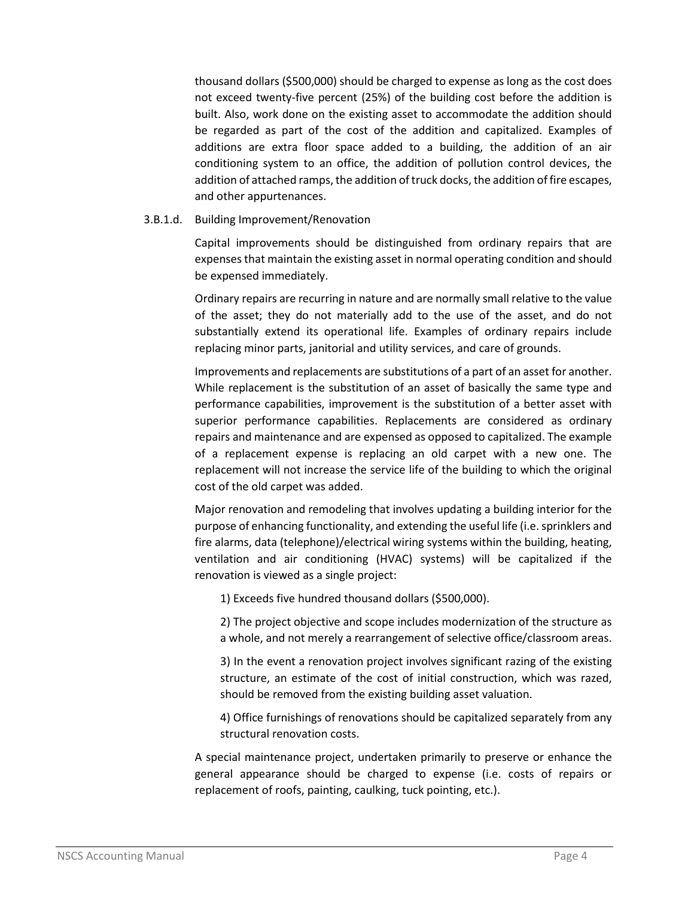thousand dollars ($500,000) should be charged to expense as long as the cost does not exceed twenty-five percent (25%) of the building cost before the addition is built. Also, work done on the existing asset to accommodate the addition should be regarded as part of the cost of the addition and capitalized. Examples of additions are extra floor space added to a building, the addition of an air conditioning system to an office, the addition of pollution control devices, the addition of attached ramps, the addition of truck docks, the addition of fire escapes, and other appurtenances.

3.B.1.d. Building Improvement/Renovation

Capital improvements should be distinguished from ordinary repairs that are expenses that maintain the existing asset in normal operating condition and should be expensed immediately.

Ordinary repairs are recurring in nature and are normally small relative to the value of the asset; they do not materially add to the use of the asset, and do not substantially extend its operational life. Examples of ordinary repairs include replacing minor parts, janitorial and utility services, and care of grounds.

Improvements and replacements are substitutions of a part of an asset for another. While replacement is the substitution of an asset of basically the same type and performance capabilities, improvement is the substitution of a better asset with superior performance capabilities. Replacements are considered as ordinary repairs and maintenance and are expensed as opposed to capitalized. The example of a replacement expense is replacing an old carpet with a new one. The replacement will not increase the service life of the building to which the original cost of the old carpet was added.

Major renovation and remodeling that involves updating a building interior for the purpose of enhancing functionality, and extending the useful life (i.e. sprinklers and fire alarms, data (telephone)/electrical wiring systems within the building, heating, ventilation and air conditioning (HVAC) systems) will be capitalized if the renovation is viewed as a single project:

1) Exceeds five hundred thousand dollars ($500,000).

2) The project objective and scope includes modernization of the structure as a whole, and not merely a rearrangement of selective office/classroom areas.

3) In the event a renovation project involves significant razing of the existing structure, an estimate of the cost of initial construction, which was razed, should be removed from the existing building asset valuation.

4) Office furnishings of renovations should be capitalized separately from any structural renovation costs.

A special maintenance project, undertaken primarily to preserve or enhance the general appearance should be charged to expense (i.e. costs of repairs or replacement of roofs, painting, caulking, tuck pointing, etc.).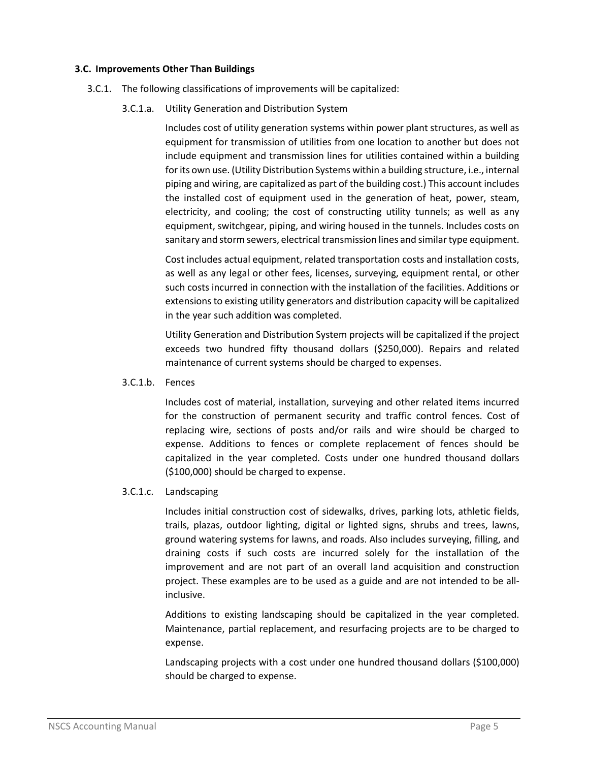**3.C. Improvements Other Than Buildings**

3.C.1. The following classifications of improvements will be capitalized:

3.C.1.a. Utility Generation and Distribution System

Includes cost of utility generation systems within power plant structures, as well as equipment for transmission of utilities from one location to another but does not include equipment and transmission lines for utilities contained within a building for its own use. (Utility Distribution Systems within a building structure, i.e., internal piping and wiring, are capitalized as part of the building cost.) This account includes the installed cost of equipment used in the generation of heat, power, steam, electricity, and cooling; the cost of constructing utility tunnels; as well as any equipment, switchgear, piping, and wiring housed in the tunnels. Includes costs on sanitary and storm sewers, electrical transmission lines and similar type equipment.

Cost includes actual equipment, related transportation costs and installation costs, as well as any legal or other fees, licenses, surveying, equipment rental, or other such costs incurred in connection with the installation of the facilities. Additions or extensions to existing utility generators and distribution capacity will be capitalized in the year such addition was completed.

Utility Generation and Distribution System projects will be capitalized if the project exceeds two hundred fifty thousand dollars ($250,000). Repairs and related maintenance of current systems should be charged to expenses.

3.C.1.b. Fences

Includes cost of material, installation, surveying and other related items incurred for the construction of permanent security and traffic control fences. Cost of replacing wire, sections of posts and/or rails and wire should be charged to expense. Additions to fences or complete replacement of fences should be capitalized in the year completed. Costs under one hundred thousand dollars ($100,000) should be charged to expense.

3.C.1.c. Landscaping

Includes initial construction cost of sidewalks, drives, parking lots, athletic fields, trails, plazas, outdoor lighting, digital or lighted signs, shrubs and trees, lawns, ground watering systems for lawns, and roads. Also includes surveying, filling, and draining costs if such costs are incurred solely for the installation of the improvement and are not part of an overall land acquisition and construction project. These examples are to be used as a guide and are not intended to be all-inclusive.

Additions to existing landscaping should be capitalized in the year completed. Maintenance, partial replacement, and resurfacing projects are to be charged to expense.

Landscaping projects with a cost under one hundred thousand dollars ($100,000) should be charged to expense.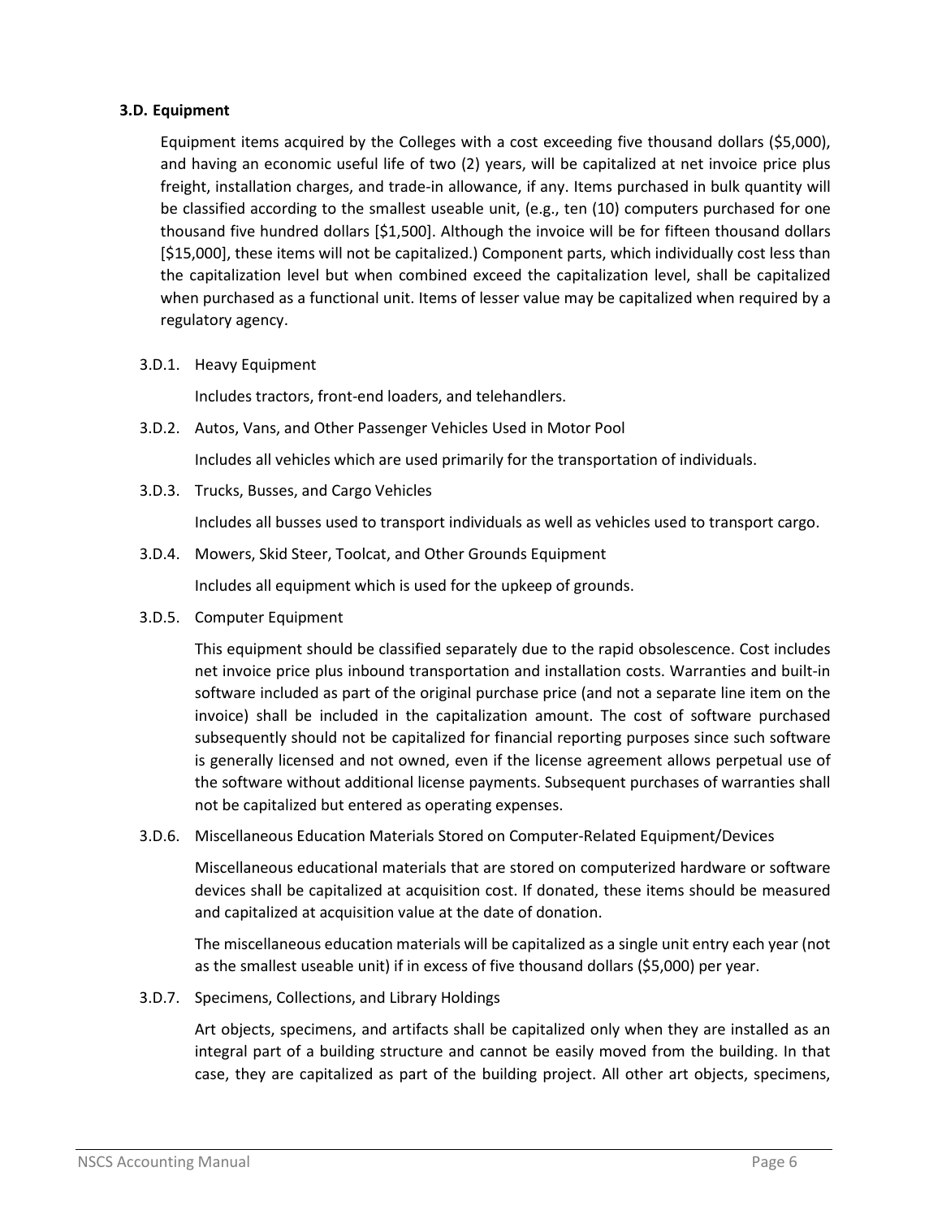### 3.D. Equipment

Equipment items acquired by the Colleges with a cost exceeding five thousand dollars ($5,000), and having an economic useful life of two (2) years, will be capitalized at net invoice price plus freight, installation charges, and trade-in allowance, if any. Items purchased in bulk quantity will be classified according to the smallest useable unit, (e.g., ten (10) computers purchased for one thousand five hundred dollars [$1,500]. Although the invoice will be for fifteen thousand dollars [$15,000], these items will not be capitalized.) Component parts, which individually cost less than the capitalization level but when combined exceed the capitalization level, shall be capitalized when purchased as a functional unit. Items of lesser value may be capitalized when required by a regulatory agency.

#### 3.D.1. Heavy Equipment

Includes tractors, front-end loaders, and telehandlers.

#### 3.D.2. Autos, Vans, and Other Passenger Vehicles Used in Motor Pool

Includes all vehicles which are used primarily for the transportation of individuals.

#### 3.D.3. Trucks, Busses, and Cargo Vehicles

Includes all busses used to transport individuals as well as vehicles used to transport cargo.

#### 3.D.4. Mowers, Skid Steer, Toolcat, and Other Grounds Equipment

Includes all equipment which is used for the upkeep of grounds.

#### 3.D.5. Computer Equipment

This equipment should be classified separately due to the rapid obsolescence. Cost includes net invoice price plus inbound transportation and installation costs. Warranties and built-in software included as part of the original purchase price (and not a separate line item on the invoice) shall be included in the capitalization amount. The cost of software purchased subsequently should not be capitalized for financial reporting purposes since such software is generally licensed and not owned, even if the license agreement allows perpetual use of the software without additional license payments. Subsequent purchases of warranties shall not be capitalized but entered as operating expenses.

#### 3.D.6. Miscellaneous Education Materials Stored on Computer-Related Equipment/Devices

Miscellaneous educational materials that are stored on computerized hardware or software devices shall be capitalized at acquisition cost. If donated, these items should be measured and capitalized at acquisition value at the date of donation.

The miscellaneous education materials will be capitalized as a single unit entry each year (not as the smallest useable unit) if in excess of five thousand dollars ($5,000) per year.

#### 3.D.7. Specimens, Collections, and Library Holdings

Art objects, specimens, and artifacts shall be capitalized only when they are installed as an integral part of a building structure and cannot be easily moved from the building. In that case, they are capitalized as part of the building project. All other art objects, specimens,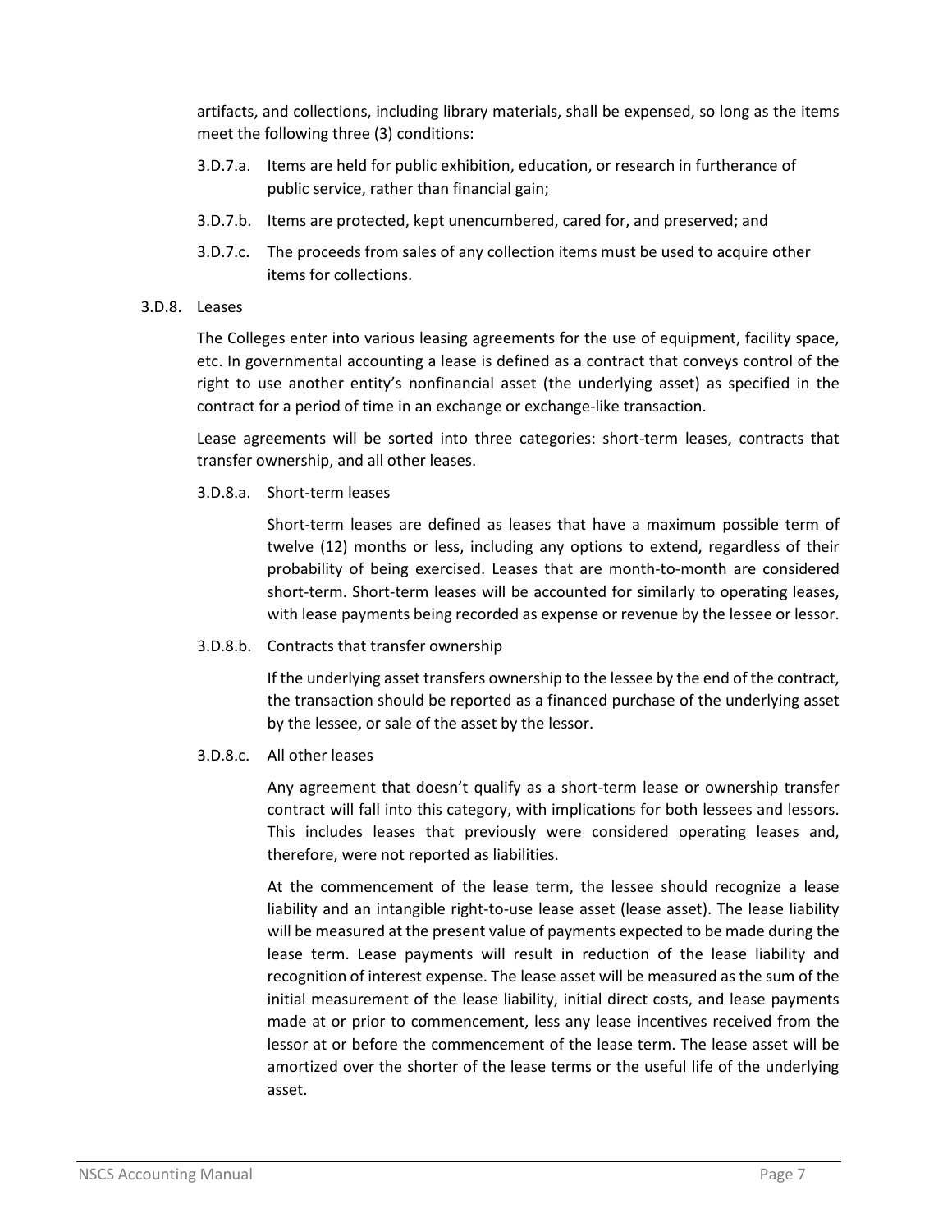artifacts, and collections, including library materials, shall be expensed, so long as the items meet the following three (3) conditions:

3.D.7.a. Items are held for public exhibition, education, or research in furtherance of public service, rather than financial gain;

3.D.7.b. Items are protected, kept unencumbered, cared for, and preserved; and

3.D.7.c. The proceeds from sales of any collection items must be used to acquire other items for collections.

3.D.8. Leases

The Colleges enter into various leasing agreements for the use of equipment, facility space, etc. In governmental accounting a lease is defined as a contract that conveys control of the right to use another entity's nonfinancial asset (the underlying asset) as specified in the contract for a period of time in an exchange or exchange-like transaction.

Lease agreements will be sorted into three categories: short-term leases, contracts that transfer ownership, and all other leases.

3.D.8.a. Short-term leases

Short-term leases are defined as leases that have a maximum possible term of twelve (12) months or less, including any options to extend, regardless of their probability of being exercised. Leases that are month-to-month are considered short-term. Short-term leases will be accounted for similarly to operating leases, with lease payments being recorded as expense or revenue by the lessee or lessor.

3.D.8.b. Contracts that transfer ownership

If the underlying asset transfers ownership to the lessee by the end of the contract, the transaction should be reported as a financed purchase of the underlying asset by the lessee, or sale of the asset by the lessor.

3.D.8.c. All other leases

Any agreement that doesn't qualify as a short-term lease or ownership transfer contract will fall into this category, with implications for both lessees and lessors. This includes leases that previously were considered operating leases and, therefore, were not reported as liabilities.

At the commencement of the lease term, the lessee should recognize a lease liability and an intangible right-to-use lease asset (lease asset). The lease liability will be measured at the present value of payments expected to be made during the lease term. Lease payments will result in reduction of the lease liability and recognition of interest expense. The lease asset will be measured as the sum of the initial measurement of the lease liability, initial direct costs, and lease payments made at or prior to commencement, less any lease incentives received from the lessor at or before the commencement of the lease term. The lease asset will be amortized over the shorter of the lease terms or the useful life of the underlying asset.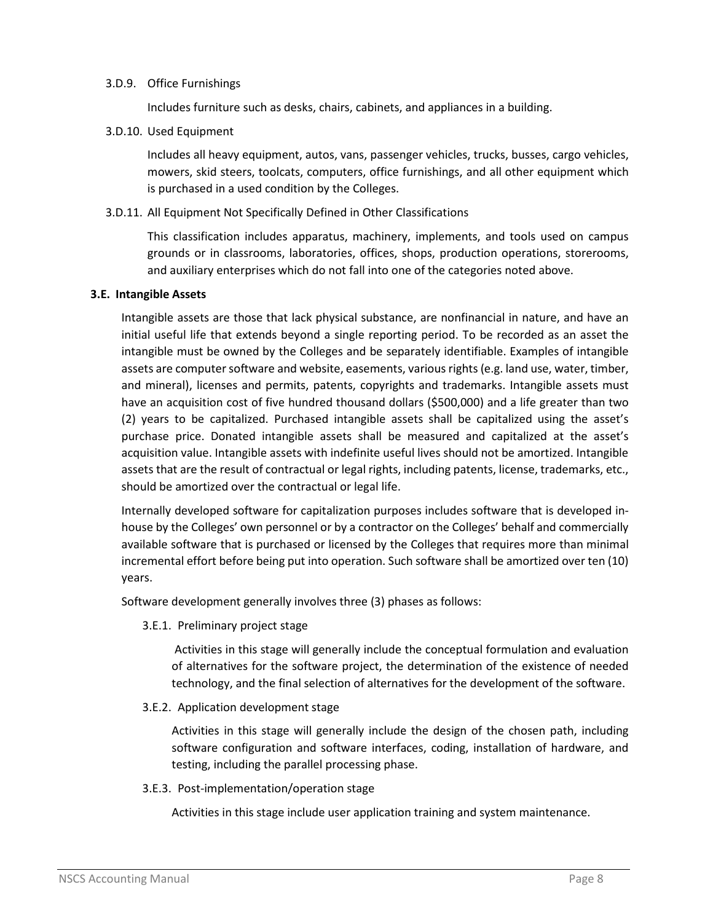3.D.9. Office Furnishings

Includes furniture such as desks, chairs, cabinets, and appliances in a building.

3.D.10. Used Equipment

Includes all heavy equipment, autos, vans, passenger vehicles, trucks, busses, cargo vehicles, mowers, skid steers, toolcats, computers, office furnishings, and all other equipment which is purchased in a used condition by the Colleges.

3.D.11. All Equipment Not Specifically Defined in Other Classifications

This classification includes apparatus, machinery, implements, and tools used on campus grounds or in classrooms, laboratories, offices, shops, production operations, storerooms, and auxiliary enterprises which do not fall into one of the categories noted above.

**3.E. Intangible Assets**

Intangible assets are those that lack physical substance, are nonfinancial in nature, and have an initial useful life that extends beyond a single reporting period. To be recorded as an asset the intangible must be owned by the Colleges and be separately identifiable. Examples of intangible assets are computer software and website, easements, various rights (e.g. land use, water, timber, and mineral), licenses and permits, patents, copyrights and trademarks. Intangible assets must have an acquisition cost of five hundred thousand dollars ($500,000) and a life greater than two (2) years to be capitalized. Purchased intangible assets shall be capitalized using the asset's purchase price. Donated intangible assets shall be measured and capitalized at the asset's acquisition value. Intangible assets with indefinite useful lives should not be amortized. Intangible assets that are the result of contractual or legal rights, including patents, license, trademarks, etc., should be amortized over the contractual or legal life.

Internally developed software for capitalization purposes includes software that is developed in-house by the Colleges' own personnel or by a contractor on the Colleges' behalf and commercially available software that is purchased or licensed by the Colleges that requires more than minimal incremental effort before being put into operation. Such software shall be amortized over ten (10) years.

Software development generally involves three (3) phases as follows:

3.E.1. Preliminary project stage

Activities in this stage will generally include the conceptual formulation and evaluation of alternatives for the software project, the determination of the existence of needed technology, and the final selection of alternatives for the development of the software.

3.E.2. Application development stage

Activities in this stage will generally include the design of the chosen path, including software configuration and software interfaces, coding, installation of hardware, and testing, including the parallel processing phase.

3.E.3. Post-implementation/operation stage

Activities in this stage include user application training and system maintenance.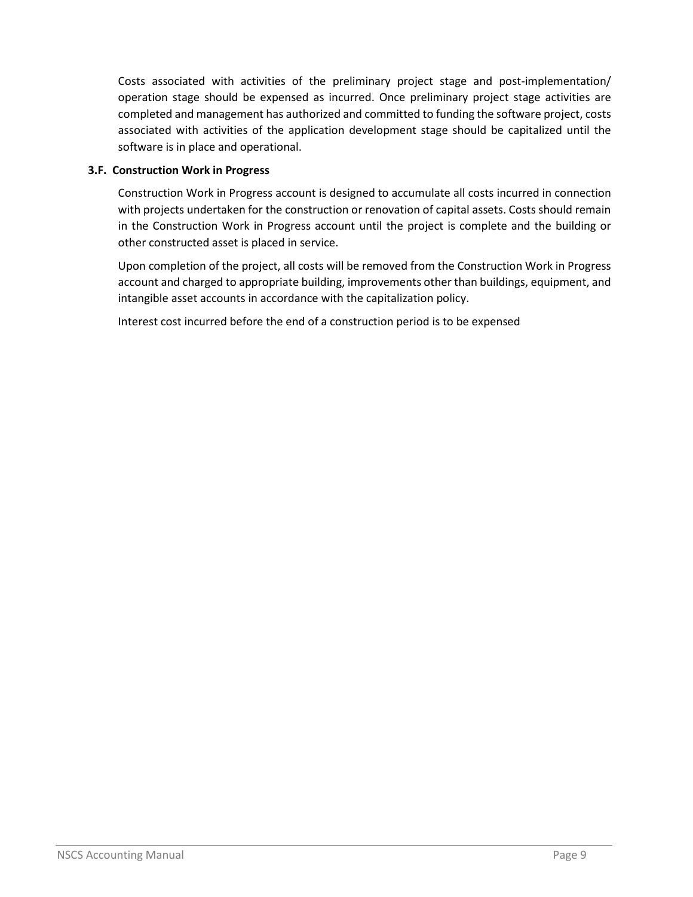Costs associated with activities of the preliminary project stage and post-implementation/ operation stage should be expensed as incurred. Once preliminary project stage activities are completed and management has authorized and committed to funding the software project, costs associated with activities of the application development stage should be capitalized until the software is in place and operational.

### 3.F. Construction Work in Progress

Construction Work in Progress account is designed to accumulate all costs incurred in connection with projects undertaken for the construction or renovation of capital assets. Costs should remain in the Construction Work in Progress account until the project is complete and the building or other constructed asset is placed in service.

Upon completion of the project, all costs will be removed from the Construction Work in Progress account and charged to appropriate building, improvements other than buildings, equipment, and intangible asset accounts in accordance with the capitalization policy.

Interest cost incurred before the end of a construction period is to be expensed